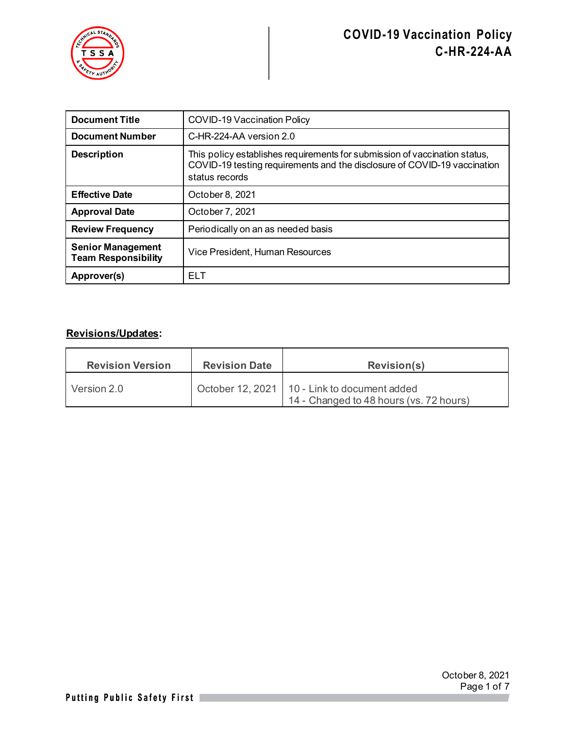# COVID-19 Vaccination Policy
# C-HR-224-AA

| Document Title | COVID-19 Vaccination Policy |
|---|---|
| **Document Number** | C-HR-224-AA version 2.0 |
| **Description** | This policy establishes requirements for submission of vaccination status, COVID-19 testing requirements and the disclosure of COVID-19 vaccination status records |
| **Effective Date** | October 8, 2021 |
| **Approval Date** | October 7, 2021 |
| **Review Frequency** | Periodically on an as needed basis |
| **Senior Management Team Responsibility** | Vice President, Human Resources |
| **Approver(s)** | ELT |

## Revisions/Updates:

| Revision Version | Revision Date | Revision(s) |
|---|---|---|
| Version 2.0 | October 12, 2021 | 10 - Link to document added<br>14 - Changed to 48 hours (vs. 72 hours) |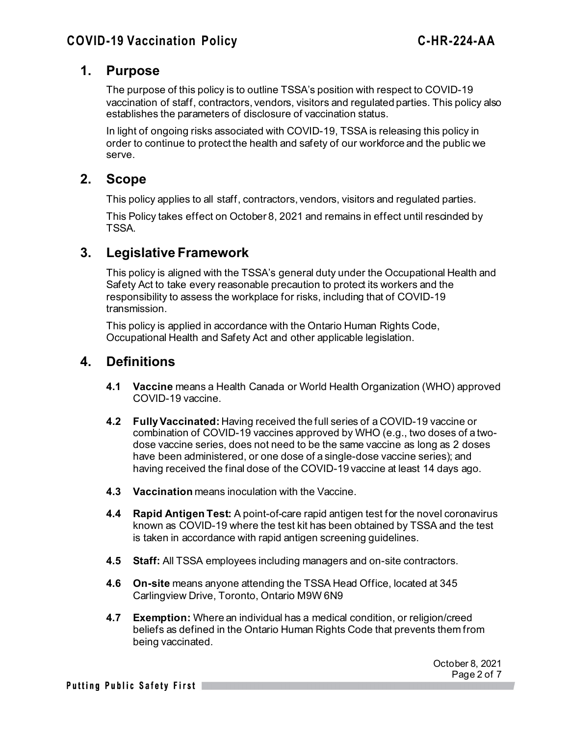## 1. Purpose

The purpose of this policy is to outline TSSA's position with respect to COVID-19 vaccination of staff, contractors, vendors, visitors and regulated parties. This policy also establishes the parameters of disclosure of vaccination status.

In light of ongoing risks associated with COVID-19, TSSA is releasing this policy in order to continue to protect the health and safety of our workforce and the public we serve.

## 2. Scope

This policy applies to all staff, contractors, vendors, visitors and regulated parties.

This Policy takes effect on October 8, 2021 and remains in effect until rescinded by TSSA.

## 3. Legislative Framework

This policy is aligned with the TSSA's general duty under the Occupational Health and Safety Act to take every reasonable precaution to protect its workers and the responsibility to assess the workplace for risks, including that of COVID-19 transmission.

This policy is applied in accordance with the Ontario Human Rights Code, Occupational Health and Safety Act and other applicable legislation.

## 4. Definitions

**4.1** **Vaccine** means a Health Canada or World Health Organization (WHO) approved COVID-19 vaccine.

**4.2** **Fully Vaccinated:** Having received the full series of a COVID-19 vaccine or combination of COVID-19 vaccines approved by WHO (e.g., two doses of a two-dose vaccine series, does not need to be the same vaccine as long as 2 doses have been administered, or one dose of a single-dose vaccine series); and having received the final dose of the COVID-19 vaccine at least 14 days ago.

**4.3** **Vaccination** means inoculation with the Vaccine.

**4.4** **Rapid Antigen Test:** A point-of-care rapid antigen test for the novel coronavirus known as COVID-19 where the test kit has been obtained by TSSA and the test is taken in accordance with rapid antigen screening guidelines.

**4.5** **Staff:** All TSSA employees including managers and on-site contractors.

**4.6** **On-site** means anyone attending the TSSA Head Office, located at 345 Carlingview Drive, Toronto, Ontario M9W 6N9

**4.7** **Exemption:** Where an individual has a medical condition, or religion/creed beliefs as defined in the Ontario Human Rights Code that prevents them from being vaccinated.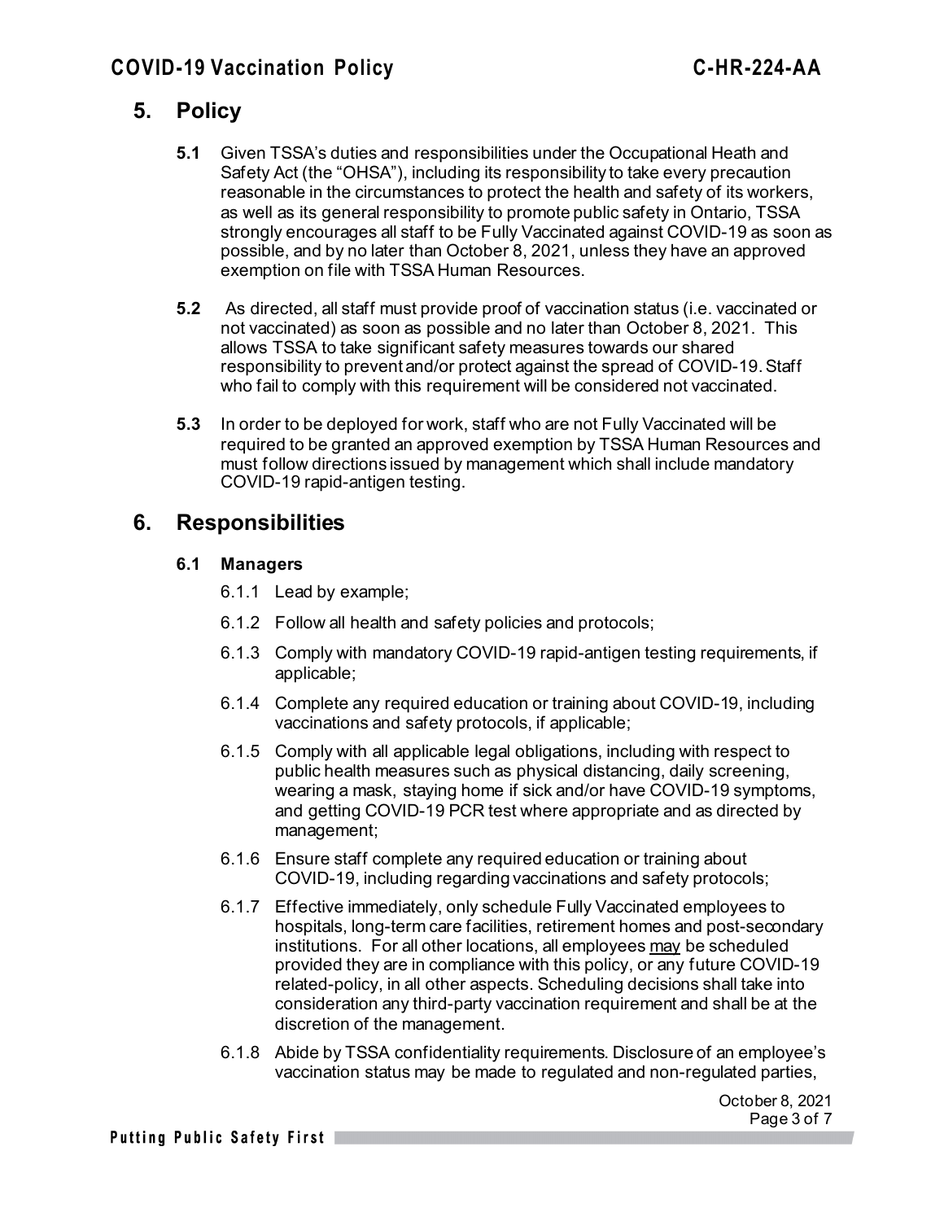## 5. Policy

**5.1** Given TSSA's duties and responsibilities under the Occupational Heath and Safety Act (the "OHSA"), including its responsibility to take every precaution reasonable in the circumstances to protect the health and safety of its workers, as well as its general responsibility to promote public safety in Ontario, TSSA strongly encourages all staff to be Fully Vaccinated against COVID-19 as soon as possible, and by no later than October 8, 2021, unless they have an approved exemption on file with TSSA Human Resources.

**5.2** As directed, all staff must provide proof of vaccination status (i.e. vaccinated or not vaccinated) as soon as possible and no later than October 8, 2021. This allows TSSA to take significant safety measures towards our shared responsibility to prevent and/or protect against the spread of COVID-19. Staff who fail to comply with this requirement will be considered not vaccinated.

**5.3** In order to be deployed for work, staff who are not Fully Vaccinated will be required to be granted an approved exemption by TSSA Human Resources and must follow directions issued by management which shall include mandatory COVID-19 rapid-antigen testing.

## 6. Responsibilities

### 6.1 Managers

6.1.1 Lead by example;

6.1.2 Follow all health and safety policies and protocols;

6.1.3 Comply with mandatory COVID-19 rapid-antigen testing requirements, if applicable;

6.1.4 Complete any required education or training about COVID-19, including vaccinations and safety protocols, if applicable;

6.1.5 Comply with all applicable legal obligations, including with respect to public health measures such as physical distancing, daily screening, wearing a mask, staying home if sick and/or have COVID-19 symptoms, and getting COVID-19 PCR test where appropriate and as directed by management;

6.1.6 Ensure staff complete any required education or training about COVID-19, including regarding vaccinations and safety protocols;

6.1.7 Effective immediately, only schedule Fully Vaccinated employees to hospitals, long-term care facilities, retirement homes and post-secondary institutions. For all other locations, all employees <u>may</u> be scheduled provided they are in compliance with this policy, or any future COVID-19 related-policy, in all other aspects. Scheduling decisions shall take into consideration any third-party vaccination requirement and shall be at the discretion of the management.

6.1.8 Abide by TSSA confidentiality requirements. Disclosure of an employee's vaccination status may be made to regulated and non-regulated parties,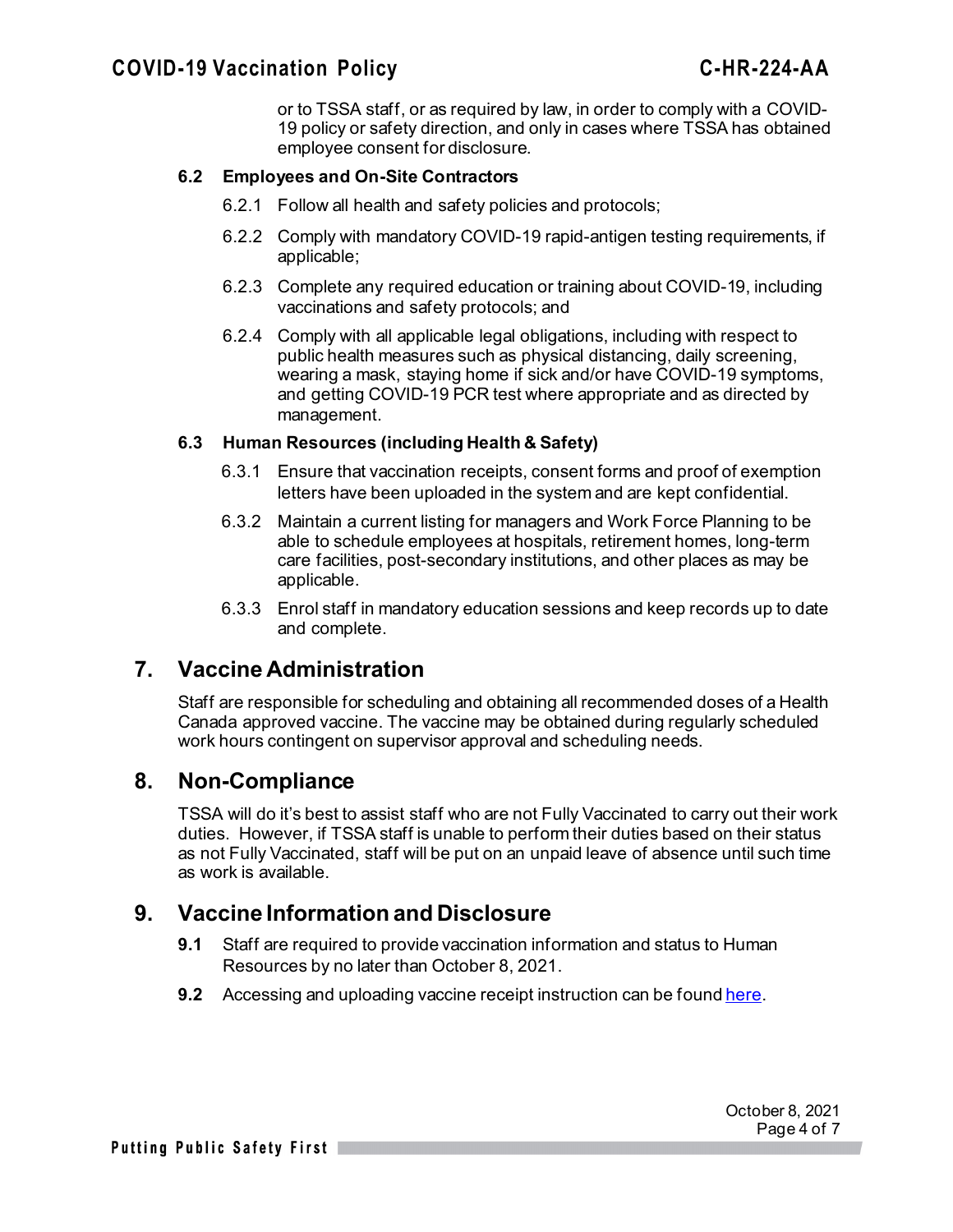or to TSSA staff, or as required by law, in order to comply with a COVID-19 policy or safety direction, and only in cases where TSSA has obtained employee consent for disclosure.

### 6.2 Employees and On-Site Contractors

6.2.1 Follow all health and safety policies and protocols;

6.2.2 Comply with mandatory COVID-19 rapid-antigen testing requirements, if applicable;

6.2.3 Complete any required education or training about COVID-19, including vaccinations and safety protocols; and

6.2.4 Comply with all applicable legal obligations, including with respect to public health measures such as physical distancing, daily screening, wearing a mask, staying home if sick and/or have COVID-19 symptoms, and getting COVID-19 PCR test where appropriate and as directed by management.

### 6.3 Human Resources (including Health & Safety)

6.3.1 Ensure that vaccination receipts, consent forms and proof of exemption letters have been uploaded in the system and are kept confidential.

6.3.2 Maintain a current listing for managers and Work Force Planning to be able to schedule employees at hospitals, retirement homes, long-term care facilities, post-secondary institutions, and other places as may be applicable.

6.3.3 Enrol staff in mandatory education sessions and keep records up to date and complete.

## 7. Vaccine Administration

Staff are responsible for scheduling and obtaining all recommended doses of a Health Canada approved vaccine. The vaccine may be obtained during regularly scheduled work hours contingent on supervisor approval and scheduling needs.

## 8. Non-Compliance

TSSA will do it's best to assist staff who are not Fully Vaccinated to carry out their work duties. However, if TSSA staff is unable to perform their duties based on their status as not Fully Vaccinated, staff will be put on an unpaid leave of absence until such time as work is available.

## 9. Vaccine Information and Disclosure

**9.1** Staff are required to provide vaccination information and status to Human Resources by no later than October 8, 2021.

**9.2** Accessing and uploading vaccine receipt instruction can be found here.

October 8, 2021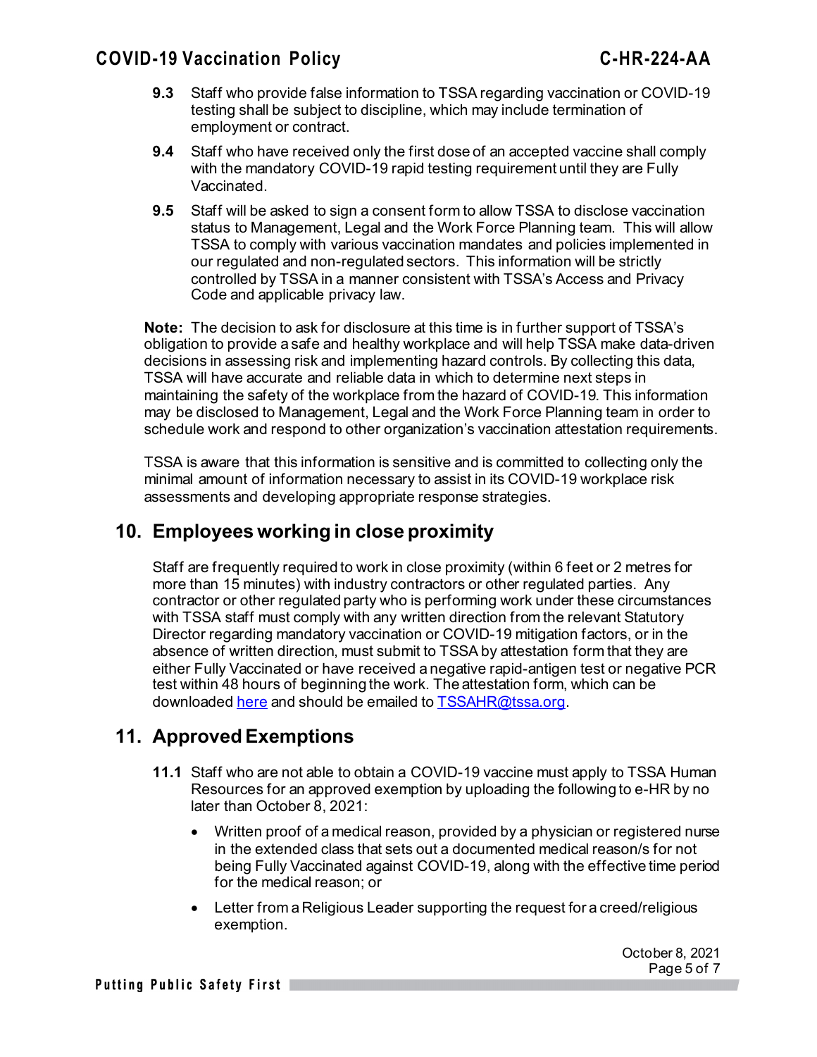**9.3** Staff who provide false information to TSSA regarding vaccination or COVID-19 testing shall be subject to discipline, which may include termination of employment or contract.

**9.4** Staff who have received only the first dose of an accepted vaccine shall comply with the mandatory COVID-19 rapid testing requirement until they are Fully Vaccinated.

**9.5** Staff will be asked to sign a consent form to allow TSSA to disclose vaccination status to Management, Legal and the Work Force Planning team. This will allow TSSA to comply with various vaccination mandates and policies implemented in our regulated and non-regulated sectors. This information will be strictly controlled by TSSA in a manner consistent with TSSA's Access and Privacy Code and applicable privacy law.

**Note:** The decision to ask for disclosure at this time is in further support of TSSA's obligation to provide a safe and healthy workplace and will help TSSA make data-driven decisions in assessing risk and implementing hazard controls. By collecting this data, TSSA will have accurate and reliable data in which to determine next steps in maintaining the safety of the workplace from the hazard of COVID-19. This information may be disclosed to Management, Legal and the Work Force Planning team in order to schedule work and respond to other organization's vaccination attestation requirements.

TSSA is aware that this information is sensitive and is committed to collecting only the minimal amount of information necessary to assist in its COVID-19 workplace risk assessments and developing appropriate response strategies.

## 10. Employees working in close proximity

Staff are frequently required to work in close proximity (within 6 feet or 2 metres for more than 15 minutes) with industry contractors or other regulated parties. Any contractor or other regulated party who is performing work under these circumstances with TSSA staff must comply with any written direction from the relevant Statutory Director regarding mandatory vaccination or COVID-19 mitigation factors, or in the absence of written direction, must submit to TSSA by attestation form that they are either Fully Vaccinated or have received a negative rapid-antigen test or negative PCR test within 48 hours of beginning the work. The attestation form, which can be downloaded here and should be emailed to TSSAHR@tssa.org.

## 11. Approved Exemptions

**11.1** Staff who are not able to obtain a COVID-19 vaccine must apply to TSSA Human Resources for an approved exemption by uploading the following to e-HR by no later than October 8, 2021:

- Written proof of a medical reason, provided by a physician or registered nurse in the extended class that sets out a documented medical reason/s for not being Fully Vaccinated against COVID-19, along with the effective time period for the medical reason; or
- Letter from a Religious Leader supporting the request for a creed/religious exemption.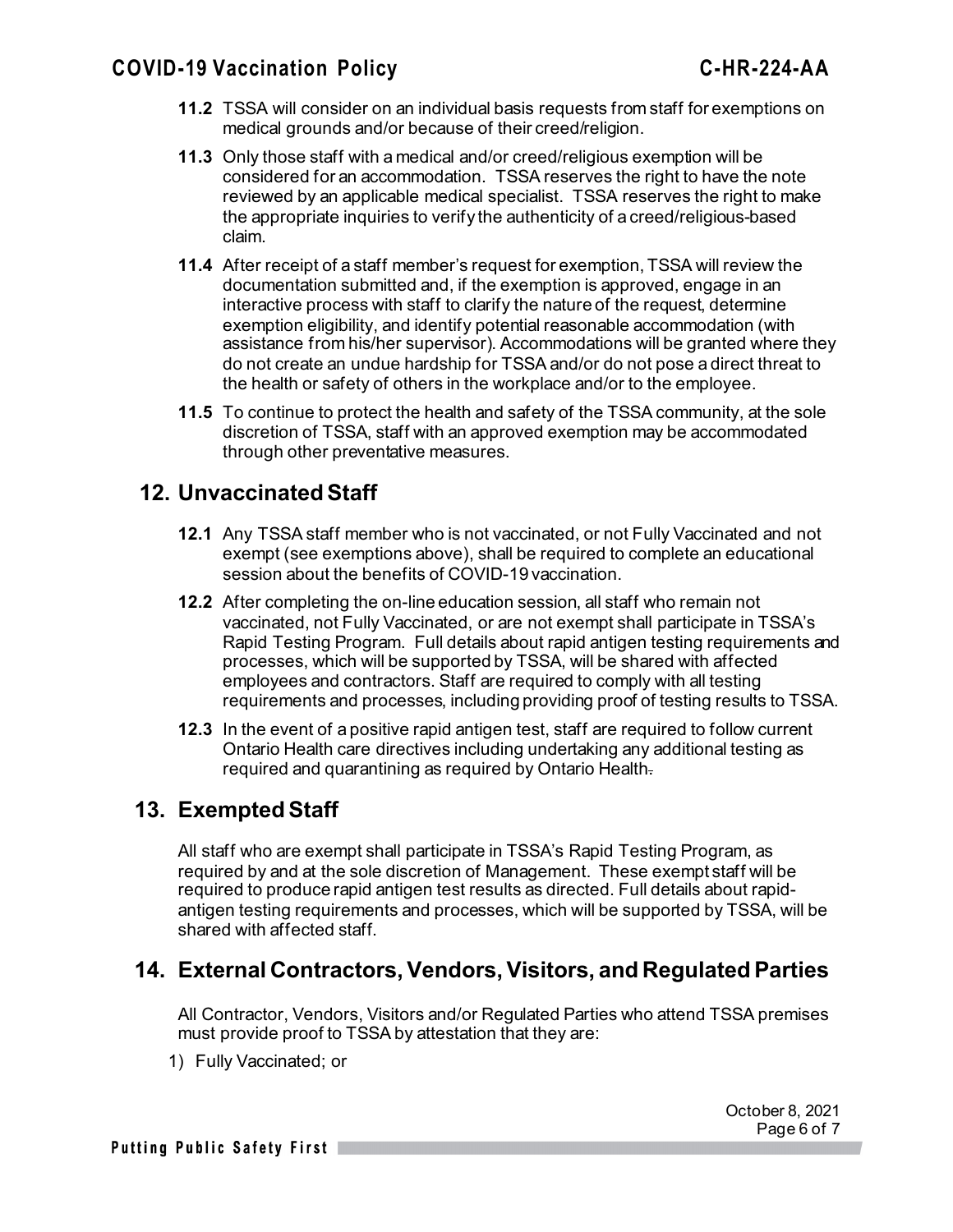**11.2** TSSA will consider on an individual basis requests from staff for exemptions on medical grounds and/or because of their creed/religion.

**11.3** Only those staff with a medical and/or creed/religious exemption will be considered for an accommodation. TSSA reserves the right to have the note reviewed by an applicable medical specialist. TSSA reserves the right to make the appropriate inquiries to verify the authenticity of a creed/religious-based claim.

**11.4** After receipt of a staff member's request for exemption, TSSA will review the documentation submitted and, if the exemption is approved, engage in an interactive process with staff to clarify the nature of the request, determine exemption eligibility, and identify potential reasonable accommodation (with assistance from his/her supervisor). Accommodations will be granted where they do not create an undue hardship for TSSA and/or do not pose a direct threat to the health or safety of others in the workplace and/or to the employee.

**11.5** To continue to protect the health and safety of the TSSA community, at the sole discretion of TSSA, staff with an approved exemption may be accommodated through other preventative measures.

## 12. Unvaccinated Staff

**12.1** Any TSSA staff member who is not vaccinated, or not Fully Vaccinated and not exempt (see exemptions above), shall be required to complete an educational session about the benefits of COVID-19 vaccination.

**12.2** After completing the on-line education session, all staff who remain not vaccinated, not Fully Vaccinated, or are not exempt shall participate in TSSA's Rapid Testing Program. Full details about rapid antigen testing requirements and processes, which will be supported by TSSA, will be shared with affected employees and contractors. Staff are required to comply with all testing requirements and processes, including providing proof of testing results to TSSA.

**12.3** In the event of a positive rapid antigen test, staff are required to follow current Ontario Health care directives including undertaking any additional testing as required and quarantining as required by Ontario Health.

## 13. Exempted Staff

All staff who are exempt shall participate in TSSA's Rapid Testing Program, as required by and at the sole discretion of Management. These exempt staff will be required to produce rapid antigen test results as directed. Full details about rapid-antigen testing requirements and processes, which will be supported by TSSA, will be shared with affected staff.

## 14. External Contractors, Vendors, Visitors, and Regulated Parties

All Contractor, Vendors, Visitors and/or Regulated Parties who attend TSSA premises must provide proof to TSSA by attestation that they are:

1) Fully Vaccinated; or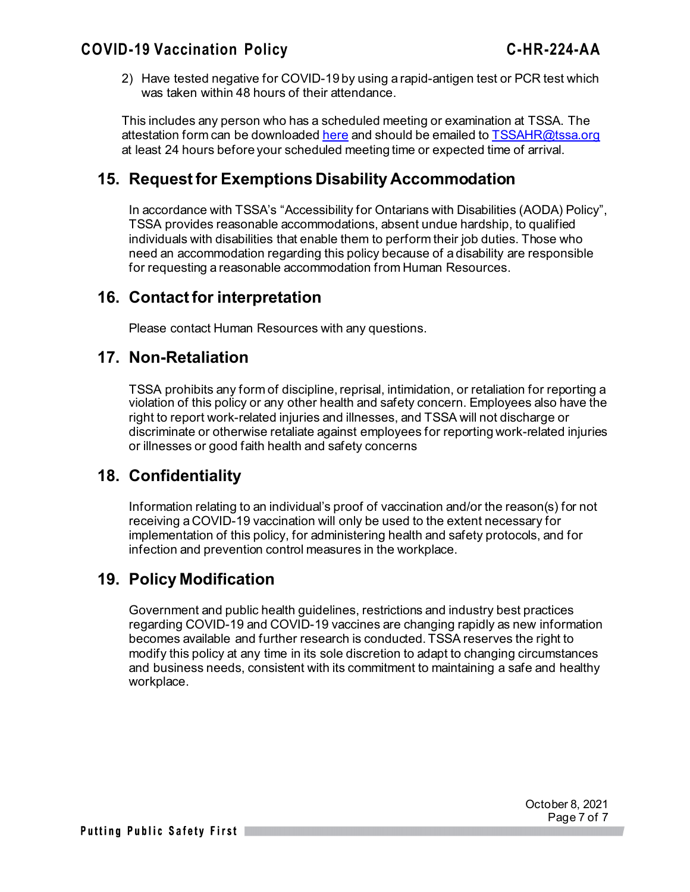2) Have tested negative for COVID-19 by using a rapid-antigen test or PCR test which was taken within 48 hours of their attendance.

This includes any person who has a scheduled meeting or examination at TSSA. The attestation form can be downloaded here and should be emailed to TSSAHR@tssa.org at least 24 hours before your scheduled meeting time or expected time of arrival.

## 15. Request for Exemptions Disability Accommodation

In accordance with TSSA's "Accessibility for Ontarians with Disabilities (AODA) Policy", TSSA provides reasonable accommodations, absent undue hardship, to qualified individuals with disabilities that enable them to perform their job duties. Those who need an accommodation regarding this policy because of a disability are responsible for requesting a reasonable accommodation from Human Resources.

## 16. Contact for interpretation

Please contact Human Resources with any questions.

## 17. Non-Retaliation

TSSA prohibits any form of discipline, reprisal, intimidation, or retaliation for reporting a violation of this policy or any other health and safety concern. Employees also have the right to report work-related injuries and illnesses, and TSSA will not discharge or discriminate or otherwise retaliate against employees for reporting work-related injuries or illnesses or good faith health and safety concerns

## 18. Confidentiality

Information relating to an individual's proof of vaccination and/or the reason(s) for not receiving a COVID-19 vaccination will only be used to the extent necessary for implementation of this policy, for administering health and safety protocols, and for infection and prevention control measures in the workplace.

## 19. Policy Modification

Government and public health guidelines, restrictions and industry best practices regarding COVID-19 and COVID-19 vaccines are changing rapidly as new information becomes available and further research is conducted. TSSA reserves the right to modify this policy at any time in its sole discretion to adapt to changing circumstances and business needs, consistent with its commitment to maintaining a safe and healthy workplace.